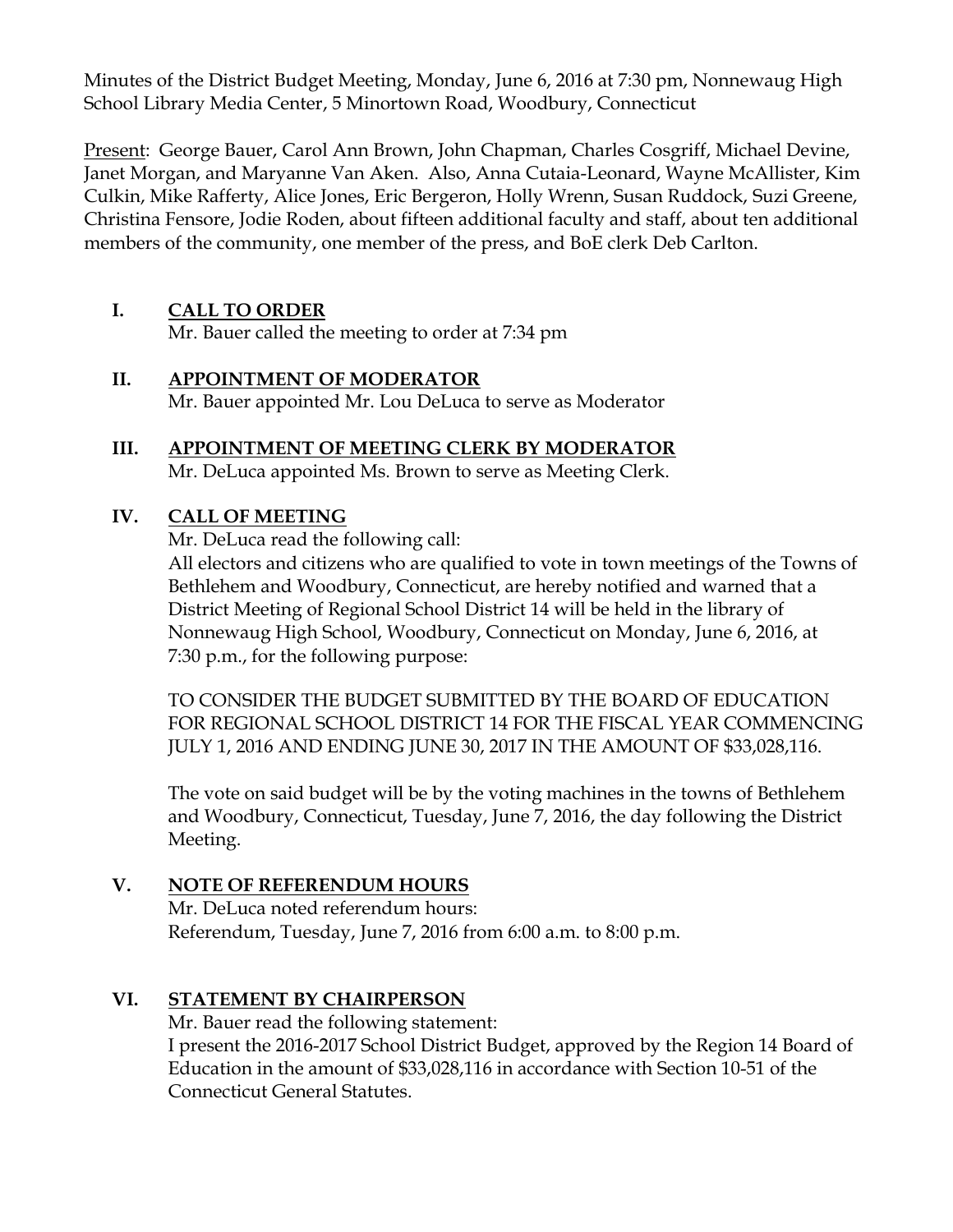Minutes of the District Budget Meeting, Monday, June 6, 2016 at 7:30 pm, Nonnewaug High School Library Media Center, 5 Minortown Road, Woodbury, Connecticut

Present: George Bauer, Carol Ann Brown, John Chapman, Charles Cosgriff, Michael Devine, Janet Morgan, and Maryanne Van Aken. Also, Anna Cutaia-Leonard, Wayne McAllister, Kim Culkin, Mike Rafferty, Alice Jones, Eric Bergeron, Holly Wrenn, Susan Ruddock, Suzi Greene, Christina Fensore, Jodie Roden, about fifteen additional faculty and staff, about ten additional members of the community, one member of the press, and BoE clerk Deb Carlton.

## I. CALL TO ORDER

Mr. Bauer called the meeting to order at 7:34 pm

## II. APPOINTMENT OF MODERATOR

Mr. Bauer appointed Mr. Lou DeLuca to serve as Moderator

## III. APPOINTMENT OF MEETING CLERK BY MODERATOR

Mr. DeLuca appointed Ms. Brown to serve as Meeting Clerk.

## IV. CALL OF MEETING

Mr. DeLuca read the following call:

All electors and citizens who are qualified to vote in town meetings of the Towns of Bethlehem and Woodbury, Connecticut, are hereby notified and warned that a District Meeting of Regional School District 14 will be held in the library of Nonnewaug High School, Woodbury, Connecticut on Monday, June 6, 2016, at 7:30 p.m., for the following purpose:

TO CONSIDER THE BUDGET SUBMITTED BY THE BOARD OF EDUCATION FOR REGIONAL SCHOOL DISTRICT 14 FOR THE FISCAL YEAR COMMENCING JULY 1, 2016 AND ENDING JUNE 30, 2017 IN THE AMOUNT OF $33,028,116.

The vote on said budget will be by the voting machines in the towns of Bethlehem and Woodbury, Connecticut, Tuesday, June 7, 2016, the day following the District Meeting.

## V. NOTE OF REFERENDUM HOURS

Mr. DeLuca noted referendum hours:

Referendum, Tuesday, June 7, 2016 from 6:00 a.m. to 8:00 p.m.

## VI. STATEMENT BY CHAIRPERSON

Mr. Bauer read the following statement:

I present the 2016-2017 School District Budget, approved by the Region 14 Board of Education in the amount of $33,028,116 in accordance with Section 10-51 of the Connecticut General Statutes.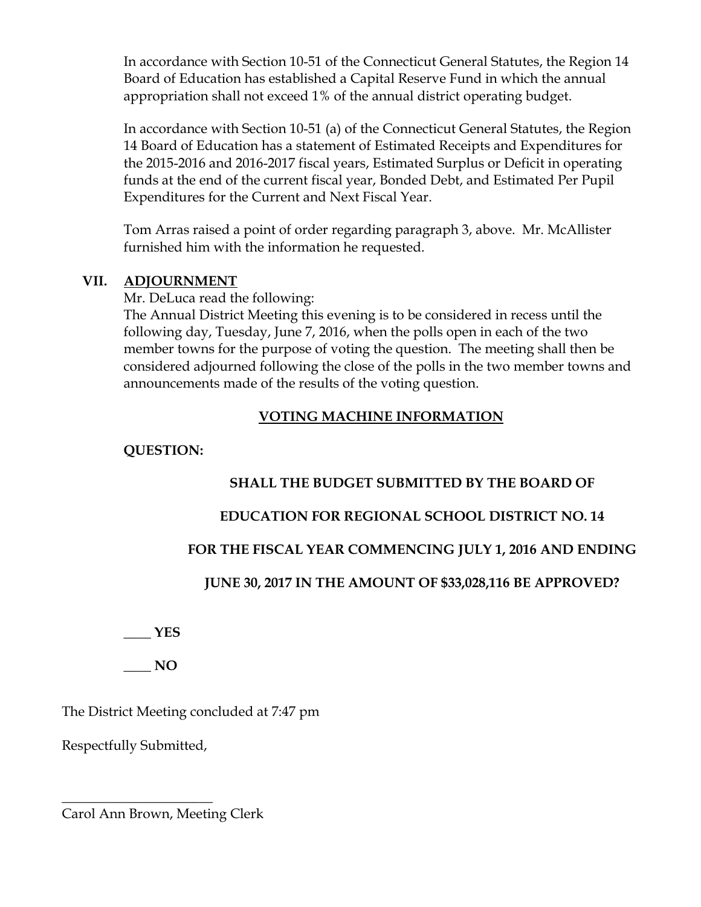In accordance with Section 10-51 of the Connecticut General Statutes, the Region 14 Board of Education has established a Capital Reserve Fund in which the annual appropriation shall not exceed 1% of the annual district operating budget.

In accordance with Section 10-51 (a) of the Connecticut General Statutes, the Region 14 Board of Education has a statement of Estimated Receipts and Expenditures for the 2015-2016 and 2016-2017 fiscal years, Estimated Surplus or Deficit in operating funds at the end of the current fiscal year, Bonded Debt, and Estimated Per Pupil Expenditures for the Current and Next Fiscal Year.

Tom Arras raised a point of order regarding paragraph 3, above. Mr. McAllister furnished him with the information he requested.

## VII. ADJOURNMENT

Mr. DeLuca read the following:
The Annual District Meeting this evening is to be considered in recess until the following day, Tuesday, June 7, 2016, when the polls open in each of the two member towns for the purpose of voting the question. The meeting shall then be considered adjourned following the close of the polls in the two member towns and announcements made of the results of the voting question.

### VOTING MACHINE INFORMATION

**QUESTION:**

**SHALL THE BUDGET SUBMITTED BY THE BOARD OF EDUCATION FOR REGIONAL SCHOOL DISTRICT NO. 14 FOR THE FISCAL YEAR COMMENCING JULY 1, 2016 AND ENDING JUNE 30, 2017 IN THE AMOUNT OF $33,028,116 BE APPROVED?**

____ **YES**

____ **NO**

The District Meeting concluded at 7:47 pm

Respectfully Submitted,

______________________
Carol Ann Brown, Meeting Clerk